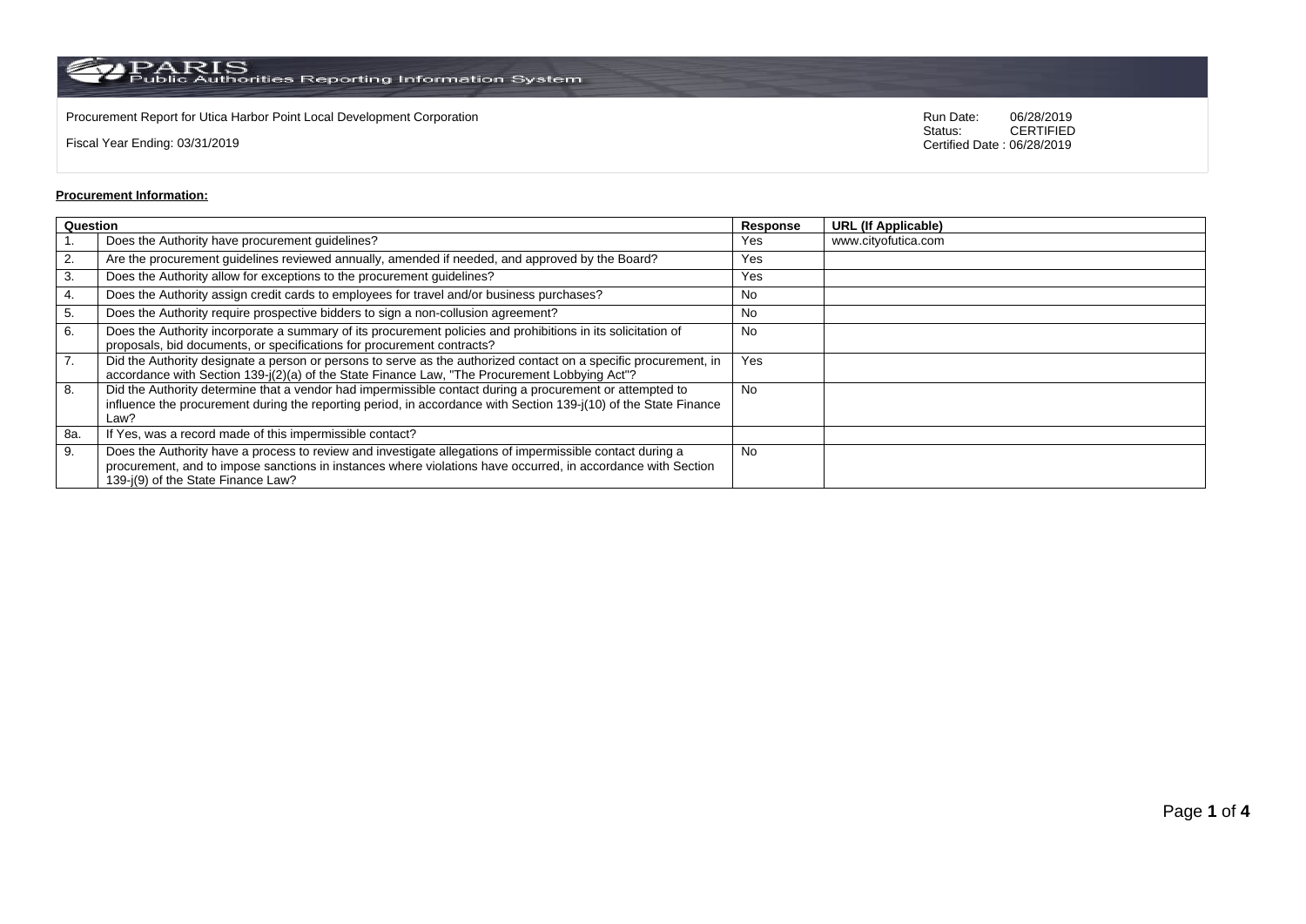PARIS Public Authorities Reporting Information System

Procurement Report for Utica Harbor Point Local Development Corporation

Fiscal Year Ending: 03/31/2019

Run Date: 06/28/2019
Status: CERTIFIED
Certified Date : 06/28/2019

**Procurement Information:**

| Question | | Response | URL (If Applicable) |
|---|---|---|---|
| 1. | Does the Authority have procurement guidelines? | Yes | www.cityofutica.com |
| 2. | Are the procurement guidelines reviewed annually, amended if needed, and approved by the Board? | Yes | |
| 3. | Does the Authority allow for exceptions to the procurement guidelines? | Yes | |
| 4. | Does the Authority assign credit cards to employees for travel and/or business purchases? | No | |
| 5. | Does the Authority require prospective bidders to sign a non-collusion agreement? | No | |
| 6. | Does the Authority incorporate a summary of its procurement policies and prohibitions in its solicitation of proposals, bid documents, or specifications for procurement contracts? | No | |
| 7. | Did the Authority designate a person or persons to serve as the authorized contact on a specific procurement, in accordance with Section 139-j(2)(a) of the State Finance Law, "The Procurement Lobbying Act"? | Yes | |
| 8. | Did the Authority determine that a vendor had impermissible contact during a procurement or attempted to influence the procurement during the reporting period, in accordance with Section 139-j(10) of the State Finance Law? | No | |
| 8a. | If Yes, was a record made of this impermissible contact? | | |
| 9. | Does the Authority have a process to review and investigate allegations of impermissible contact during a procurement, and to impose sanctions in instances where violations have occurred, in accordance with Section 139-j(9) of the State Finance Law? | No | |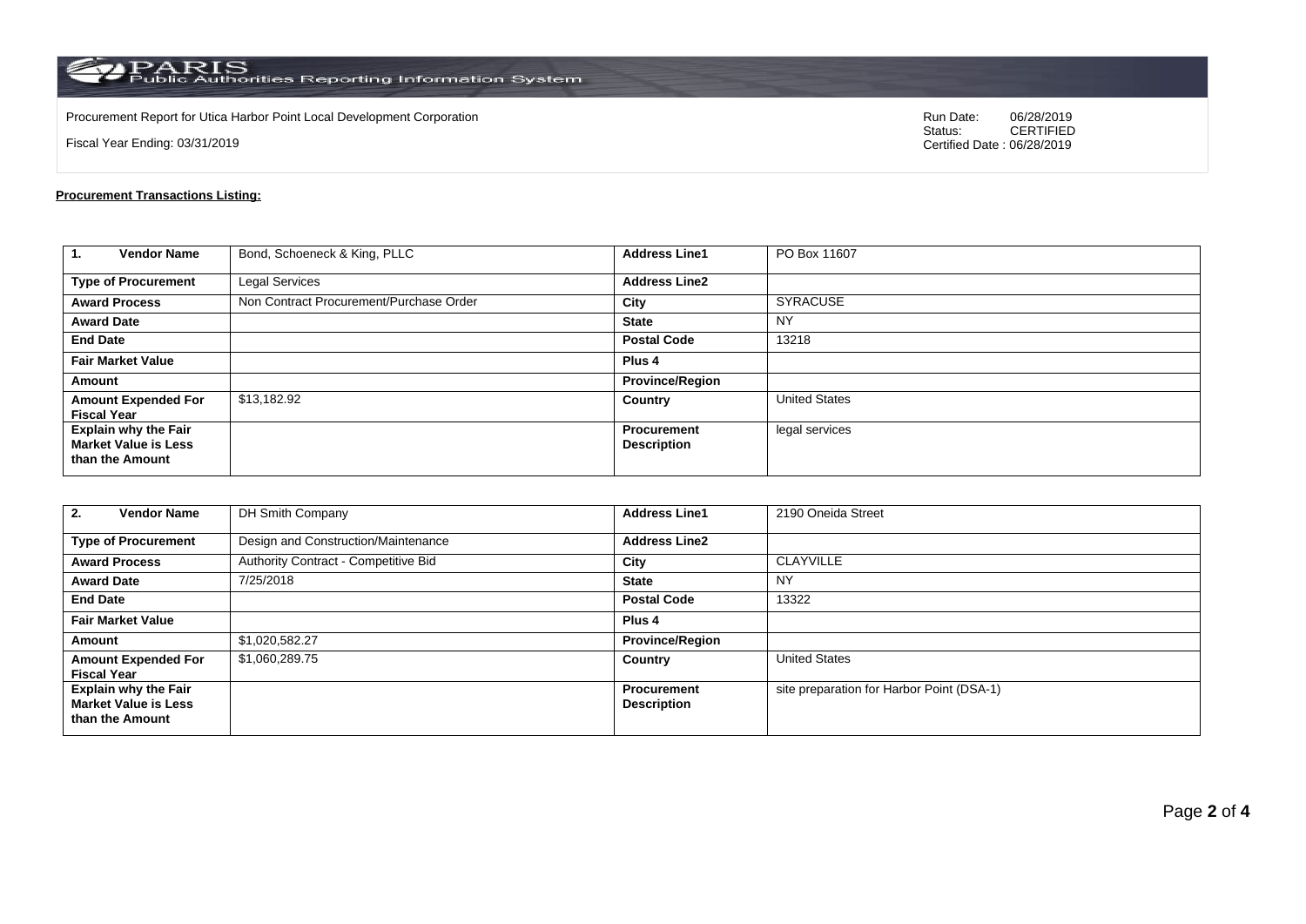Procurement Report for Utica Harbor Point Local Development Corporation

Fiscal Year Ending: 03/31/2019

Run Date: 06/28/2019
Status: CERTIFIED
Certified Date : 06/28/2019

**Procurement Transactions Listing:**

| **1. Vendor Name** | Bond, Schoeneck & King, PLLC | **Address Line1** | PO Box 11607 |
|---|---|---|---|
| **Type of Procurement** | Legal Services | **Address Line2** | |
| **Award Process** | Non Contract Procurement/Purchase Order | **City** | SYRACUSE |
| **Award Date** | | **State** | NY |
| **End Date** | | **Postal Code** | 13218 |
| **Fair Market Value** | | **Plus 4** | |
| **Amount** | | **Province/Region** | |
| **Amount Expended For Fiscal Year** | $13,182.92 | **Country** | United States |
| **Explain why the Fair Market Value is Less than the Amount** | | **Procurement Description** | legal services |

| **2. Vendor Name** | DH Smith Company | **Address Line1** | 2190 Oneida Street |
|---|---|---|---|
| **Type of Procurement** | Design and Construction/Maintenance | **Address Line2** | |
| **Award Process** | Authority Contract - Competitive Bid | **City** | CLAYVILLE |
| **Award Date** | 7/25/2018 | **State** | NY |
| **End Date** | | **Postal Code** | 13322 |
| **Fair Market Value** | | **Plus 4** | |
| **Amount** | $1,020,582.27 | **Province/Region** | |
| **Amount Expended For Fiscal Year** | $1,060,289.75 | **Country** | United States |
| **Explain why the Fair Market Value is Less than the Amount** | | **Procurement Description** | site preparation for Harbor Point (DSA-1) |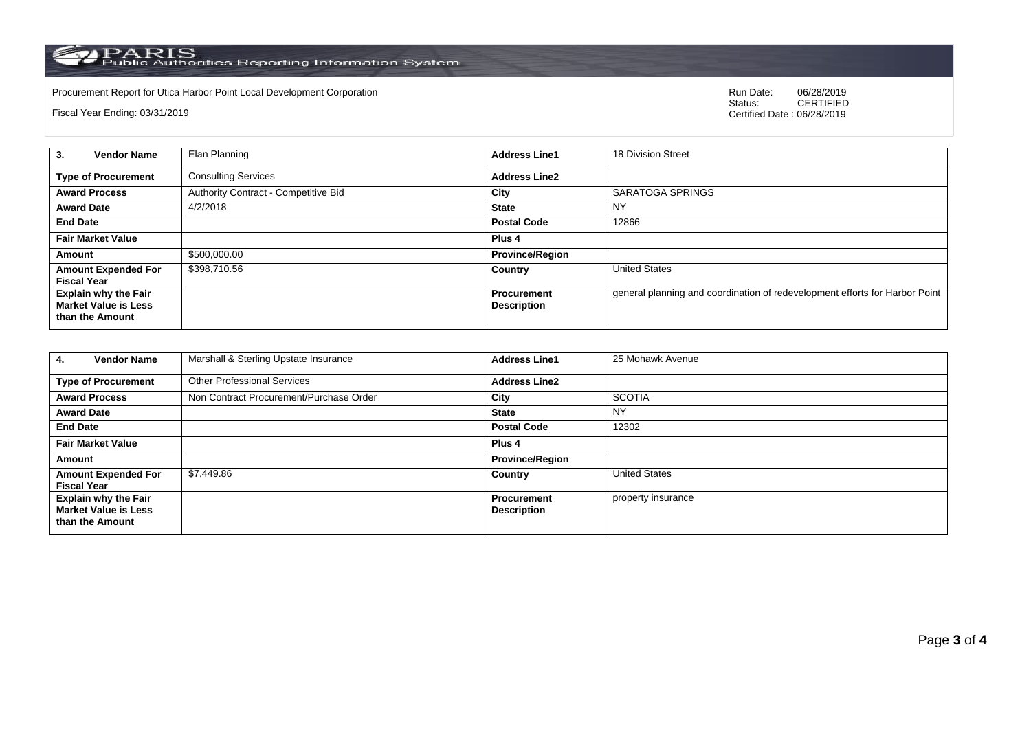Procurement Report for Utica Harbor Point Local Development Corporation

Fiscal Year Ending: 03/31/2019

Run Date: 06/28/2019
Status: CERTIFIED
Certified Date : 06/28/2019

| **3. Vendor Name** | Elan Planning | **Address Line1** | 18 Division Street |
|---|---|---|---|
| **Type of Procurement** | Consulting Services | **Address Line2** | |
| **Award Process** | Authority Contract - Competitive Bid | **City** | SARATOGA SPRINGS |
| **Award Date** | 4/2/2018 | **State** | NY |
| **End Date** | | **Postal Code** | 12866 |
| **Fair Market Value** | | **Plus 4** | |
| **Amount** | $500,000.00 | **Province/Region** | |
| **Amount Expended For Fiscal Year** | $398,710.56 | **Country** | United States |
| **Explain why the Fair Market Value is Less than the Amount** | | **Procurement Description** | general planning and coordination of redevelopment efforts for Harbor Point |

| **4. Vendor Name** | Marshall & Sterling Upstate Insurance | **Address Line1** | 25 Mohawk Avenue |
|---|---|---|---|
| **Type of Procurement** | Other Professional Services | **Address Line2** | |
| **Award Process** | Non Contract Procurement/Purchase Order | **City** | SCOTIA |
| **Award Date** | | **State** | NY |
| **End Date** | | **Postal Code** | 12302 |
| **Fair Market Value** | | **Plus 4** | |
| **Amount** | | **Province/Region** | |
| **Amount Expended For Fiscal Year** | $7,449.86 | **Country** | United States |
| **Explain why the Fair Market Value is Less than the Amount** | | **Procurement Description** | property insurance |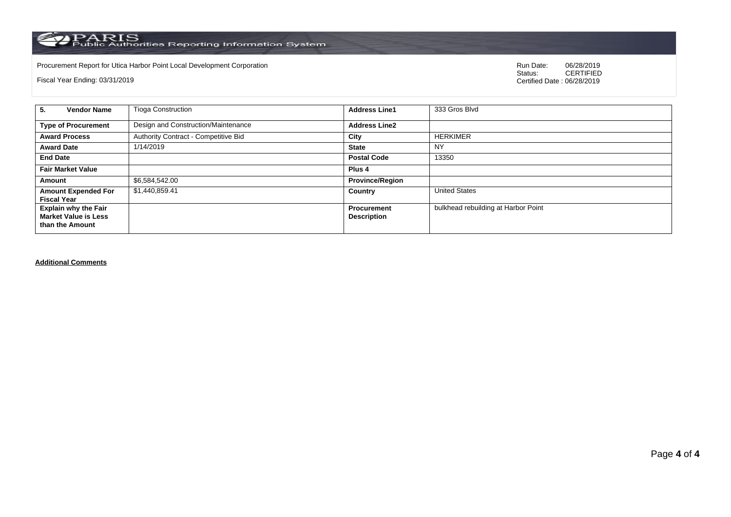Procurement Report for Utica Harbor Point Local Development Corporation

Fiscal Year Ending: 03/31/2019

Run Date: 06/28/2019
Status: CERTIFIED
Certified Date : 06/28/2019

| | | | |
|---|---|---|---|
| **5. Vendor Name** | Tioga Construction | **Address Line1** | 333 Gros Blvd |
| **Type of Procurement** | Design and Construction/Maintenance | **Address Line2** | |
| **Award Process** | Authority Contract - Competitive Bid | **City** | HERKIMER |
| **Award Date** | 1/14/2019 | **State** | NY |
| **End Date** | | **Postal Code** | 13350 |
| **Fair Market Value** | | **Plus 4** | |
| **Amount** | $6,584,542.00 | **Province/Region** | |
| **Amount Expended For Fiscal Year** | $1,440,859.41 | **Country** | United States |
| **Explain why the Fair Market Value is Less than the Amount** | | **Procurement Description** | bulkhead rebuilding at Harbor Point |

**Additional Comments**